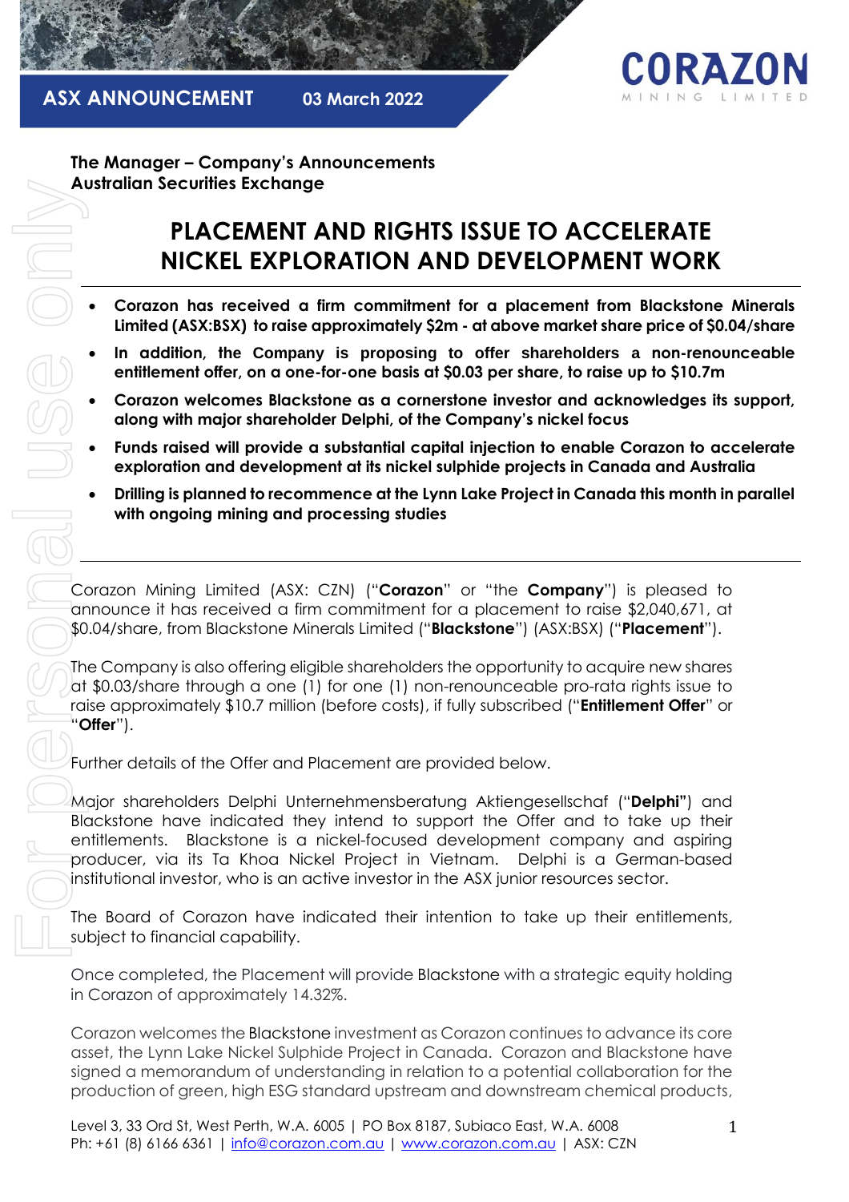ASX ANNOUNCEMENT 03 March 2022

**The Manager – Company's Announcements**
**Australian Securities Exchange**

# PLACEMENT AND RIGHTS ISSUE TO ACCELERATE NICKEL EXPLORATION AND DEVELOPMENT WORK

- **Corazon has received a firm commitment for a placement from Blackstone Minerals Limited (ASX:BSX) to raise approximately $2m - at above market share price of $0.04/share**
- **In addition, the Company is proposing to offer shareholders a non-renounceable entitlement offer, on a one-for-one basis at $0.03 per share, to raise up to $10.7m**
- **Corazon welcomes Blackstone as a cornerstone investor and acknowledges its support, along with major shareholder Delphi, of the Company's nickel focus**
- **Funds raised will provide a substantial capital injection to enable Corazon to accelerate exploration and development at its nickel sulphide projects in Canada and Australia**
- **Drilling is planned to recommence at the Lynn Lake Project in Canada this month in parallel with ongoing mining and processing studies**

Corazon Mining Limited (ASX: CZN) ("**Corazon**" or "the **Company**") is pleased to announce it has received a firm commitment for a placement to raise $2,040,671, at $0.04/share, from Blackstone Minerals Limited ("**Blackstone**") (ASX:BSX) ("**Placement**").

The Company is also offering eligible shareholders the opportunity to acquire new shares at $0.03/share through a one (1) for one (1) non-renounceable pro-rata rights issue to raise approximately $10.7 million (before costs), if fully subscribed ("**Entitlement Offer**" or "**Offer**").

Further details of the Offer and Placement are provided below.

Major shareholders Delphi Unternehmensberatung Aktiengesellschaf ("**Delphi"**) and Blackstone have indicated they intend to support the Offer and to take up their entitlements. Blackstone is a nickel-focused development company and aspiring producer, via its Ta Khoa Nickel Project in Vietnam. Delphi is a German-based institutional investor, who is an active investor in the ASX junior resources sector.

The Board of Corazon have indicated their intention to take up their entitlements, subject to financial capability.

Once completed, the Placement will provide Blackstone with a strategic equity holding in Corazon of approximately 14.32%.

Corazon welcomes the Blackstone investment as Corazon continues to advance its core asset, the Lynn Lake Nickel Sulphide Project in Canada. Corazon and Blackstone have signed a memorandum of understanding in relation to a potential collaboration for the production of green, high ESG standard upstream and downstream chemical products,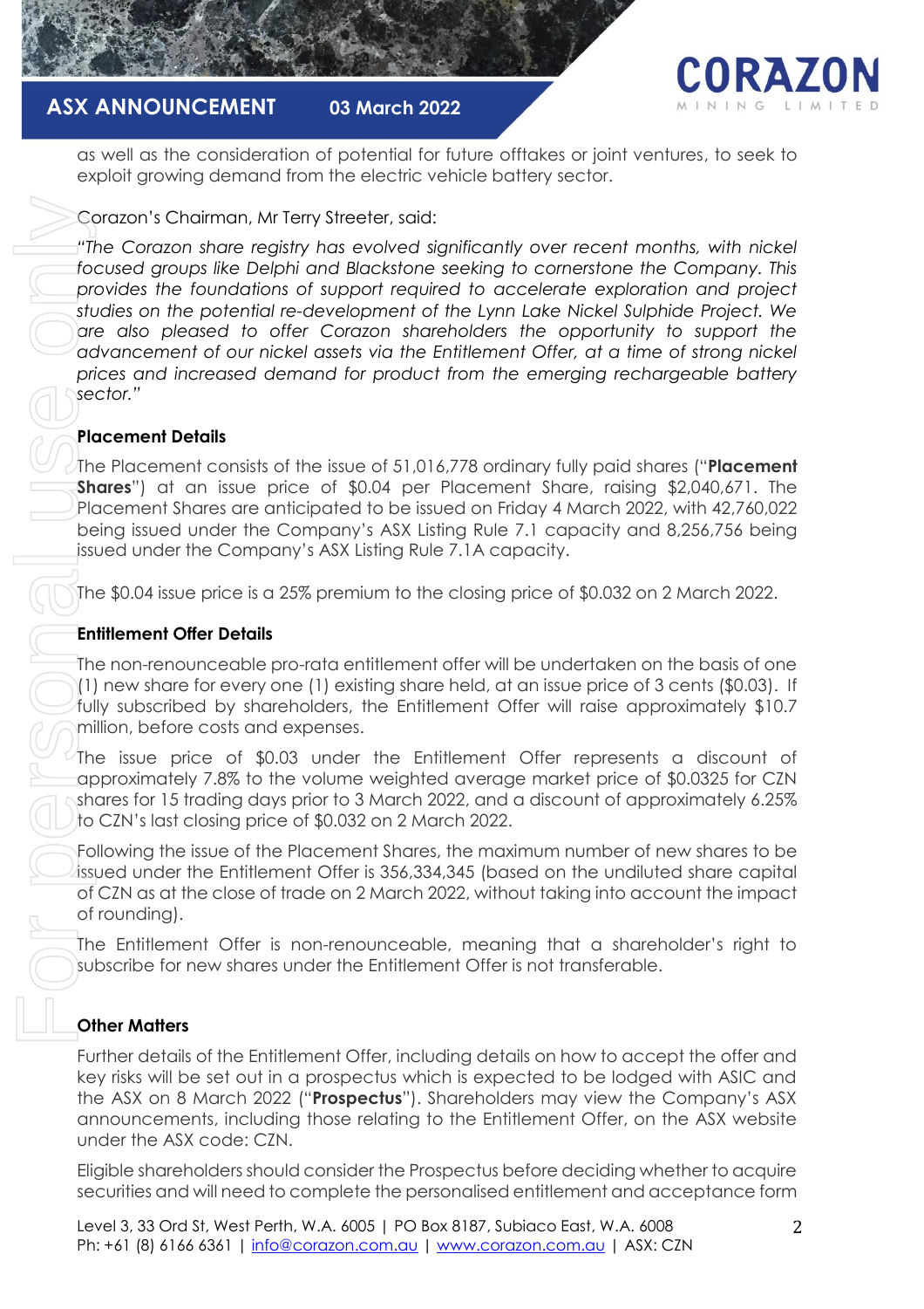as well as the consideration of potential for future offtakes or joint ventures, to seek to exploit growing demand from the electric vehicle battery sector.

Corazon's Chairman, Mr Terry Streeter, said:

*"The Corazon share registry has evolved significantly over recent months, with nickel focused groups like Delphi and Blackstone seeking to cornerstone the Company. This provides the foundations of support required to accelerate exploration and project studies on the potential re-development of the Lynn Lake Nickel Sulphide Project. We are also pleased to offer Corazon shareholders the opportunity to support the advancement of our nickel assets via the Entitlement Offer, at a time of strong nickel prices and increased demand for product from the emerging rechargeable battery sector."*

**Placement Details**

The Placement consists of the issue of 51,016,778 ordinary fully paid shares ("**Placement Shares**") at an issue price of $0.04 per Placement Share, raising $2,040,671. The Placement Shares are anticipated to be issued on Friday 4 March 2022, with 42,760,022 being issued under the Company's ASX Listing Rule 7.1 capacity and 8,256,756 being issued under the Company's ASX Listing Rule 7.1A capacity.

The $0.04 issue price is a 25% premium to the closing price of $0.032 on 2 March 2022.

**Entitlement Offer Details**

The non-renounceable pro-rata entitlement offer will be undertaken on the basis of one (1) new share for every one (1) existing share held, at an issue price of 3 cents ($0.03). If fully subscribed by shareholders, the Entitlement Offer will raise approximately $10.7 million, before costs and expenses.

The issue price of $0.03 under the Entitlement Offer represents a discount of approximately 7.8% to the volume weighted average market price of $0.0325 for CZN shares for 15 trading days prior to 3 March 2022, and a discount of approximately 6.25% to CZN's last closing price of $0.032 on 2 March 2022.

Following the issue of the Placement Shares, the maximum number of new shares to be issued under the Entitlement Offer is 356,334,345 (based on the undiluted share capital of CZN as at the close of trade on 2 March 2022, without taking into account the impact of rounding).

The Entitlement Offer is non-renounceable, meaning that a shareholder's right to subscribe for new shares under the Entitlement Offer is not transferable.

**Other Matters**

Further details of the Entitlement Offer, including details on how to accept the offer and key risks will be set out in a prospectus which is expected to be lodged with ASIC and the ASX on 8 March 2022 ("**Prospectus**"). Shareholders may view the Company's ASX announcements, including those relating to the Entitlement Offer, on the ASX website under the ASX code: CZN.

Eligible shareholders should consider the Prospectus before deciding whether to acquire securities and will need to complete the personalised entitlement and acceptance form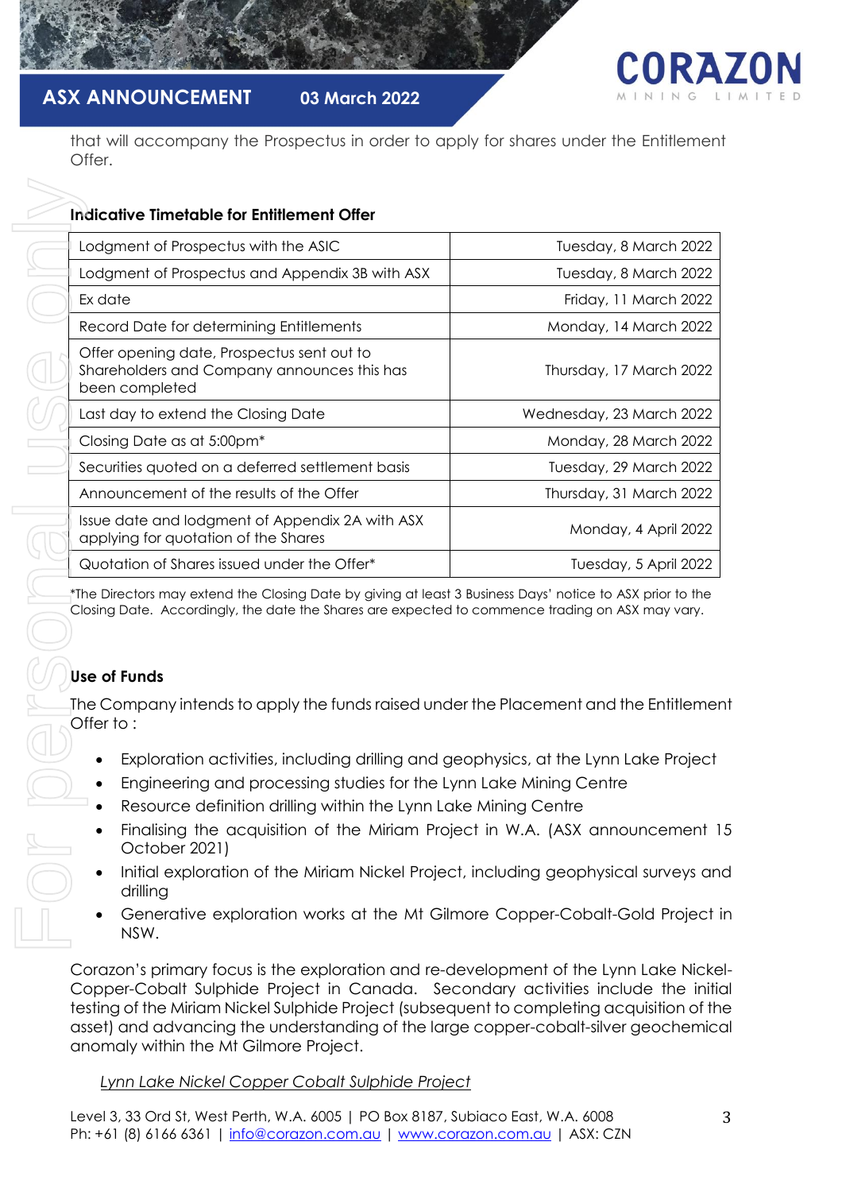that will accompany the Prospectus in order to apply for shares under the Entitlement Offer.

**Indicative Timetable for Entitlement Offer**

| Event | Date |
|---|---|
| Lodgment of Prospectus with the ASIC | Tuesday, 8 March 2022 |
| Lodgment of Prospectus and Appendix 3B with ASX | Tuesday, 8 March 2022 |
| Ex date | Friday, 11 March 2022 |
| Record Date for determining Entitlements | Monday, 14 March 2022 |
| Offer opening date, Prospectus sent out to Shareholders and Company announces this has been completed | Thursday, 17 March 2022 |
| Last day to extend the Closing Date | Wednesday, 23 March 2022 |
| Closing Date as at 5:00pm* | Monday, 28 March 2022 |
| Securities quoted on a deferred settlement basis | Tuesday, 29 March 2022 |
| Announcement of the results of the Offer | Thursday, 31 March 2022 |
| Issue date and lodgment of Appendix 2A with ASX applying for quotation of the Shares | Monday, 4 April 2022 |
| Quotation of Shares issued under the Offer* | Tuesday, 5 April 2022 |

*The Directors may extend the Closing Date by giving at least 3 Business Days' notice to ASX prior to the Closing Date. Accordingly, the date the Shares are expected to commence trading on ASX may vary.

**Use of Funds**

The Company intends to apply the funds raised under the Placement and the Entitlement Offer to :

- Exploration activities, including drilling and geophysics, at the Lynn Lake Project
- Engineering and processing studies for the Lynn Lake Mining Centre
- Resource definition drilling within the Lynn Lake Mining Centre
- Finalising the acquisition of the Miriam Project in W.A. (ASX announcement 15 October 2021)
- Initial exploration of the Miriam Nickel Project, including geophysical surveys and drilling
- Generative exploration works at the Mt Gilmore Copper-Cobalt-Gold Project in NSW.

Corazon's primary focus is the exploration and re-development of the Lynn Lake Nickel-Copper-Cobalt Sulphide Project in Canada. Secondary activities include the initial testing of the Miriam Nickel Sulphide Project (subsequent to completing acquisition of the asset) and advancing the understanding of the large copper-cobalt-silver geochemical anomaly within the Mt Gilmore Project.

*Lynn Lake Nickel Copper Cobalt Sulphide Project*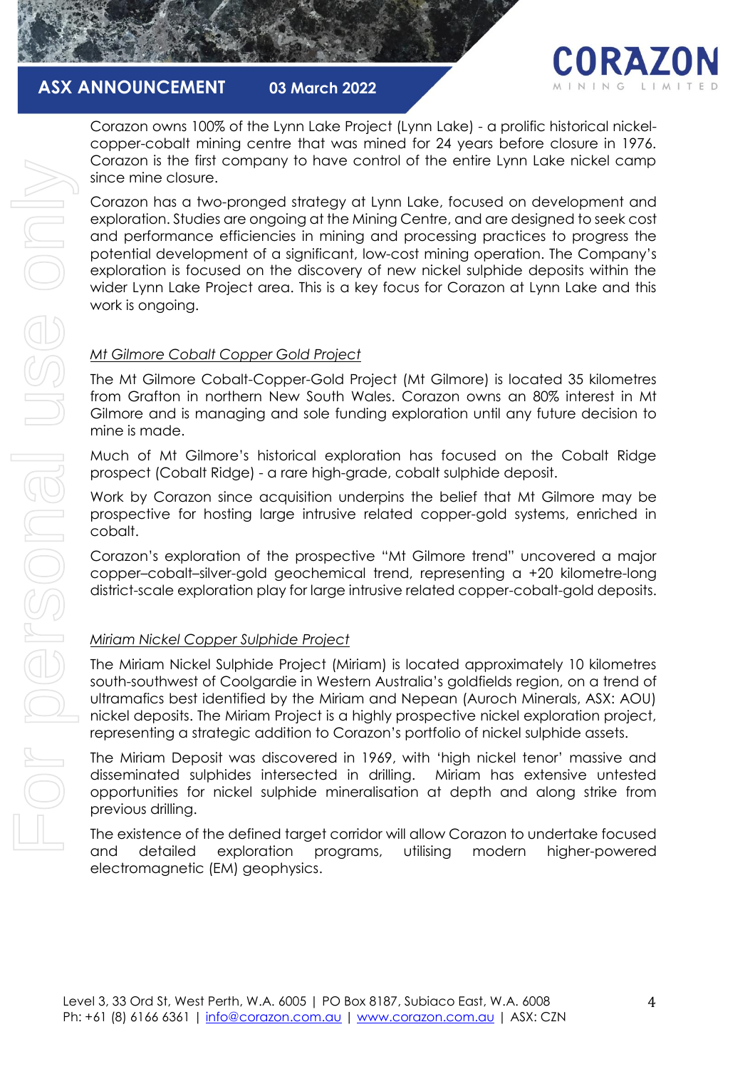Corazon owns 100% of the Lynn Lake Project (Lynn Lake) - a prolific historical nickel-copper-cobalt mining centre that was mined for 24 years before closure in 1976. Corazon is the first company to have control of the entire Lynn Lake nickel camp since mine closure.

Corazon has a two-pronged strategy at Lynn Lake, focused on development and exploration. Studies are ongoing at the Mining Centre, and are designed to seek cost and performance efficiencies in mining and processing practices to progress the potential development of a significant, low-cost mining operation. The Company's exploration is focused on the discovery of new nickel sulphide deposits within the wider Lynn Lake Project area. This is a key focus for Corazon at Lynn Lake and this work is ongoing.

*Mt Gilmore Cobalt Copper Gold Project*

The Mt Gilmore Cobalt-Copper-Gold Project (Mt Gilmore) is located 35 kilometres from Grafton in northern New South Wales. Corazon owns an 80% interest in Mt Gilmore and is managing and sole funding exploration until any future decision to mine is made.

Much of Mt Gilmore's historical exploration has focused on the Cobalt Ridge prospect (Cobalt Ridge) - a rare high-grade, cobalt sulphide deposit.

Work by Corazon since acquisition underpins the belief that Mt Gilmore may be prospective for hosting large intrusive related copper-gold systems, enriched in cobalt.

Corazon's exploration of the prospective "Mt Gilmore trend" uncovered a major copper–cobalt–silver-gold geochemical trend, representing a +20 kilometre-long district-scale exploration play for large intrusive related copper-cobalt-gold deposits.

*Miriam Nickel Copper Sulphide Project*

The Miriam Nickel Sulphide Project (Miriam) is located approximately 10 kilometres south-southwest of Coolgardie in Western Australia's goldfields region, on a trend of ultramafics best identified by the Miriam and Nepean (Auroch Minerals, ASX: AOU) nickel deposits. The Miriam Project is a highly prospective nickel exploration project, representing a strategic addition to Corazon's portfolio of nickel sulphide assets.

The Miriam Deposit was discovered in 1969, with 'high nickel tenor' massive and disseminated sulphides intersected in drilling. Miriam has extensive untested opportunities for nickel sulphide mineralisation at depth and along strike from previous drilling.

The existence of the defined target corridor will allow Corazon to undertake focused and detailed exploration programs, utilising modern higher-powered electromagnetic (EM) geophysics.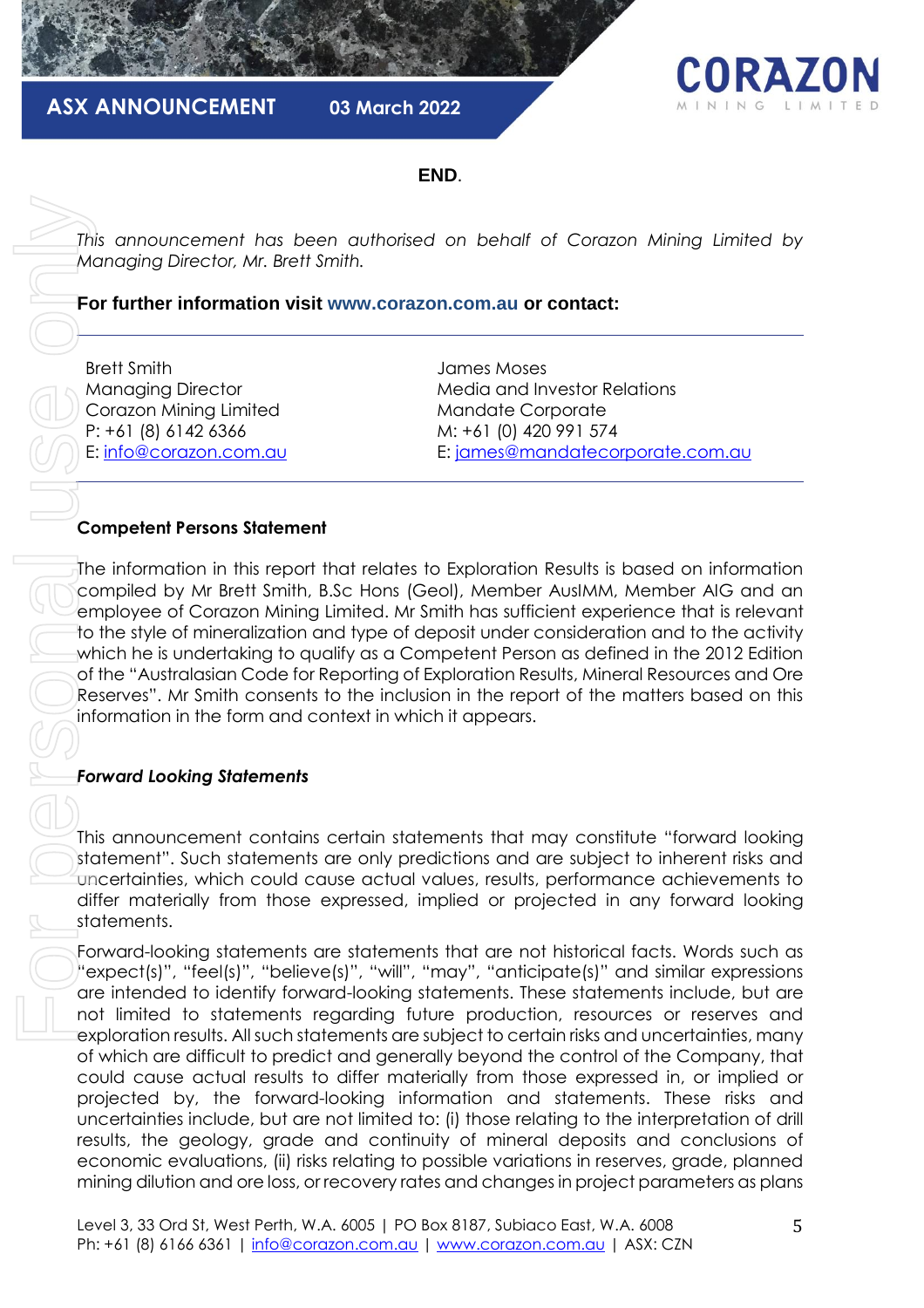**END**.

*This announcement has been authorised on behalf of Corazon Mining Limited by Managing Director, Mr. Brett Smith.*

**For further information visit www.corazon.com.au or contact:**

| Brett Smith | James Moses |
|---|---|
| Managing Director | Media and Investor Relations |
| Corazon Mining Limited | Mandate Corporate |
| P: +61 (8) 6142 6366 | M: +61 (0) 420 991 574 |
| E: info@corazon.com.au | E: james@mandatecorporate.com.au |

**Competent Persons Statement**

The information in this report that relates to Exploration Results is based on information compiled by Mr Brett Smith, B.Sc Hons (Geol), Member AusIMM, Member AIG and an employee of Corazon Mining Limited. Mr Smith has sufficient experience that is relevant to the style of mineralization and type of deposit under consideration and to the activity which he is undertaking to qualify as a Competent Person as defined in the 2012 Edition of the "Australasian Code for Reporting of Exploration Results, Mineral Resources and Ore Reserves". Mr Smith consents to the inclusion in the report of the matters based on this information in the form and context in which it appears.

***Forward Looking Statements***

This announcement contains certain statements that may constitute "forward looking statement". Such statements are only predictions and are subject to inherent risks and uncertainties, which could cause actual values, results, performance achievements to differ materially from those expressed, implied or projected in any forward looking statements.

Forward-looking statements are statements that are not historical facts. Words such as "expect(s)", "feel(s)", "believe(s)", "will", "may", "anticipate(s)" and similar expressions are intended to identify forward-looking statements. These statements include, but are not limited to statements regarding future production, resources or reserves and exploration results. All such statements are subject to certain risks and uncertainties, many of which are difficult to predict and generally beyond the control of the Company, that could cause actual results to differ materially from those expressed in, or implied or projected by, the forward-looking information and statements. These risks and uncertainties include, but are not limited to: (i) those relating to the interpretation of drill results, the geology, grade and continuity of mineral deposits and conclusions of economic evaluations, (ii) risks relating to possible variations in reserves, grade, planned mining dilution and ore loss, or recovery rates and changes in project parameters as plans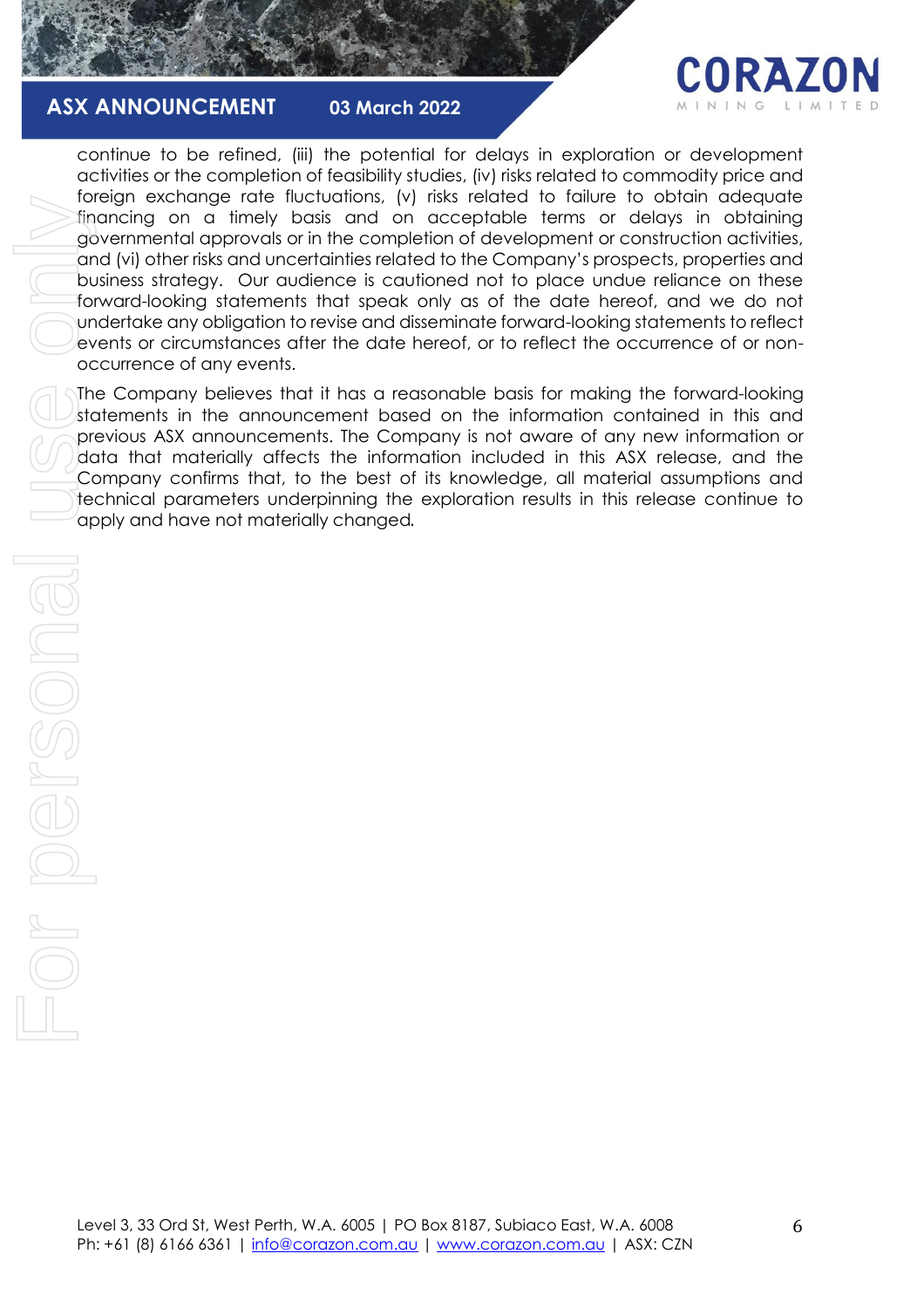continue to be refined, (iii) the potential for delays in exploration or development activities or the completion of feasibility studies, (iv) risks related to commodity price and foreign exchange rate fluctuations, (v) risks related to failure to obtain adequate financing on a timely basis and on acceptable terms or delays in obtaining governmental approvals or in the completion of development or construction activities, and (vi) other risks and uncertainties related to the Company's prospects, properties and business strategy. Our audience is cautioned not to place undue reliance on these forward-looking statements that speak only as of the date hereof, and we do not undertake any obligation to revise and disseminate forward-looking statements to reflect events or circumstances after the date hereof, or to reflect the occurrence of or non-occurrence of any events.

The Company believes that it has a reasonable basis for making the forward-looking statements in the announcement based on the information contained in this and previous ASX announcements. The Company is not aware of any new information or data that materially affects the information included in this ASX release, and the Company confirms that, to the best of its knowledge, all material assumptions and technical parameters underpinning the exploration results in this release continue to apply and have not materially changed.